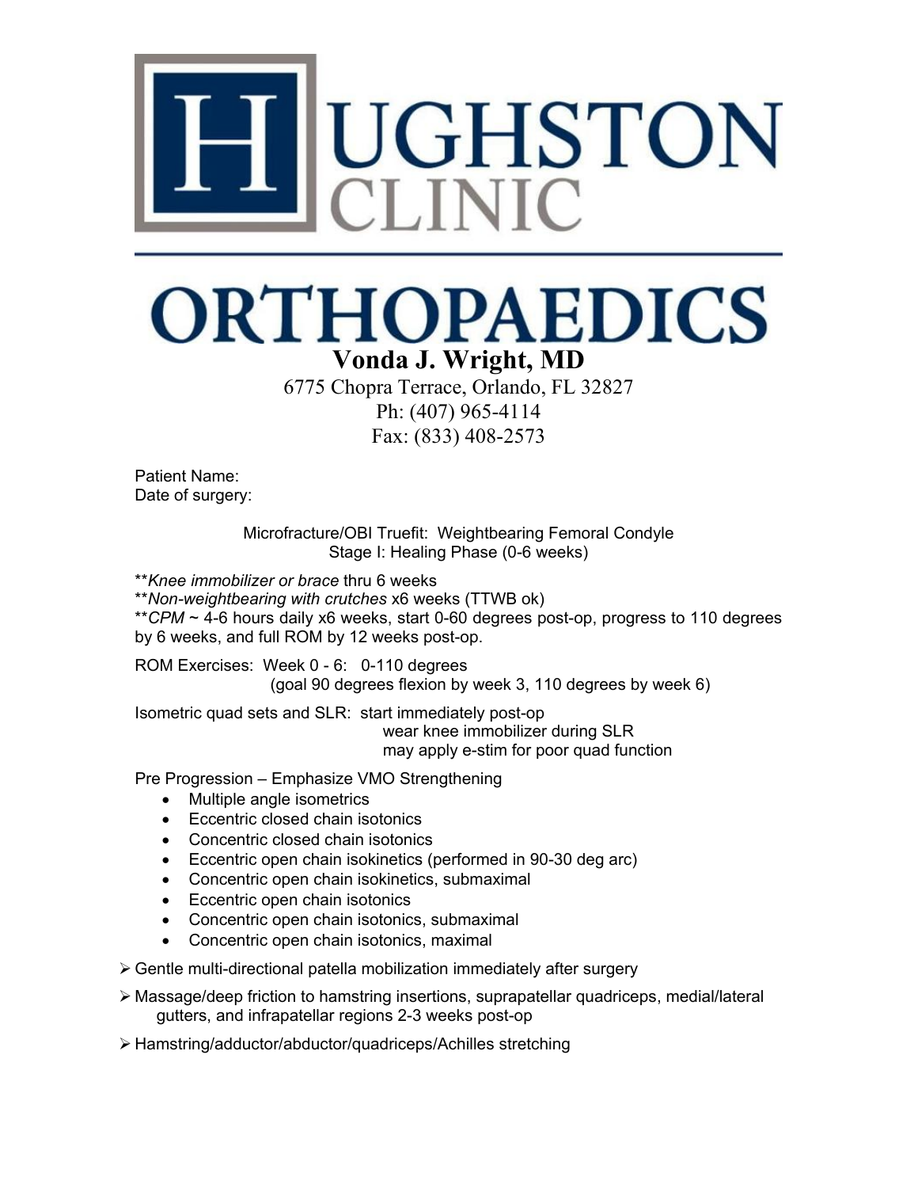# HUGHSTON CLINIC

# ORTHOPAEDICS

## Vonda J. Wright, MD

6775 Chopra Terrace, Orlando, FL 32827
Ph: (407) 965-4114
Fax: (833) 408-2573

Patient Name:
Date of surgery:

Microfracture/OBI Truefit: Weightbearing Femoral Condyle
Stage I: Healing Phase (0-6 weeks)

**\*\****Knee immobilizer or brace* thru 6 weeks
\*\**Non-weightbearing with crutches* x6 weeks (TTWB ok)
\*\**CPM* ~ 4-6 hours daily x6 weeks, start 0-60 degrees post-op, progress to 110 degrees by 6 weeks, and full ROM by 12 weeks post-op.

ROM Exercises: Week 0 - 6: 0-110 degrees
(goal 90 degrees flexion by week 3, 110 degrees by week 6)

Isometric quad sets and SLR: start immediately post-op
wear knee immobilizer during SLR
may apply e-stim for poor quad function

Pre Progression – Emphasize VMO Strengthening

- Multiple angle isometrics
- Eccentric closed chain isotonics
- Concentric closed chain isotonics
- Eccentric open chain isokinetics (performed in 90-30 deg arc)
- Concentric open chain isokinetics, submaximal
- Eccentric open chain isotonics
- Concentric open chain isotonics, submaximal
- Concentric open chain isotonics, maximal

- Gentle multi-directional patella mobilization immediately after surgery
- Massage/deep friction to hamstring insertions, suprapatellar quadriceps, medial/lateral gutters, and infrapatellar regions 2-3 weeks post-op
- Hamstring/adductor/abductor/quadriceps/Achilles stretching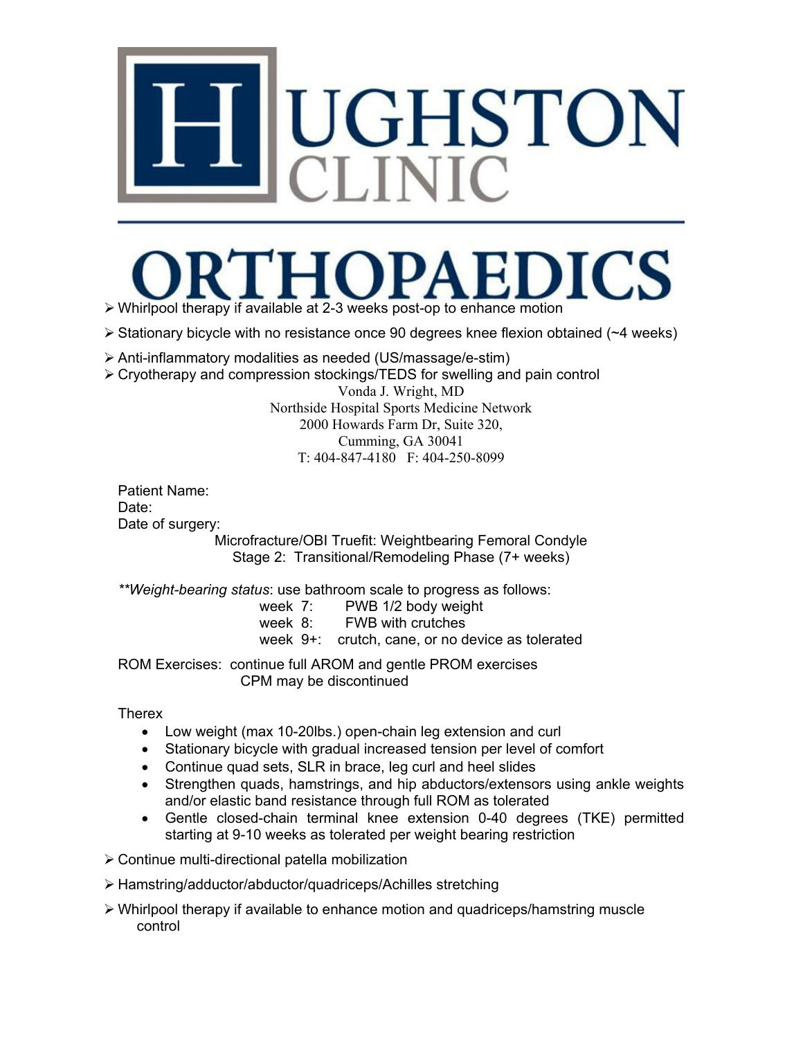# HUGHSTON CLINIC ORTHOPAEDICS

- Whirlpool therapy if available at 2-3 weeks post-op to enhance motion
- Stationary bicycle with no resistance once 90 degrees knee flexion obtained (~4 weeks)
- Anti-inflammatory modalities as needed (US/massage/e-stim)
- Cryotherapy and compression stockings/TEDS for swelling and pain control

Vonda J. Wright, MD
Northside Hospital Sports Medicine Network
2000 Howards Farm Dr, Suite 320,
Cumming, GA 30041
T: 404-847-4180 F: 404-250-8099

Patient Name:
Date:
Date of surgery:

## Microfracture/OBI Truefit: Weightbearing Femoral Condyle
## Stage 2: Transitional/Remodeling Phase (7+ weeks)

*\*\*Weight-bearing status*: use bathroom scale to progress as follows:

- week 7: PWB 1/2 body weight
- week 8: FWB with crutches
- week 9+: crutch, cane, or no device as tolerated

ROM Exercises: continue full AROM and gentle PROM exercises
CPM may be discontinued

Therex

- Low weight (max 10-20lbs.) open-chain leg extension and curl
- Stationary bicycle with gradual increased tension per level of comfort
- Continue quad sets, SLR in brace, leg curl and heel slides
- Strengthen quads, hamstrings, and hip abductors/extensors using ankle weights and/or elastic band resistance through full ROM as tolerated
- Gentle closed-chain terminal knee extension 0-40 degrees (TKE) permitted starting at 9-10 weeks as tolerated per weight bearing restriction

- Continue multi-directional patella mobilization
- Hamstring/adductor/abductor/quadriceps/Achilles stretching
- Whirlpool therapy if available to enhance motion and quadriceps/hamstring muscle control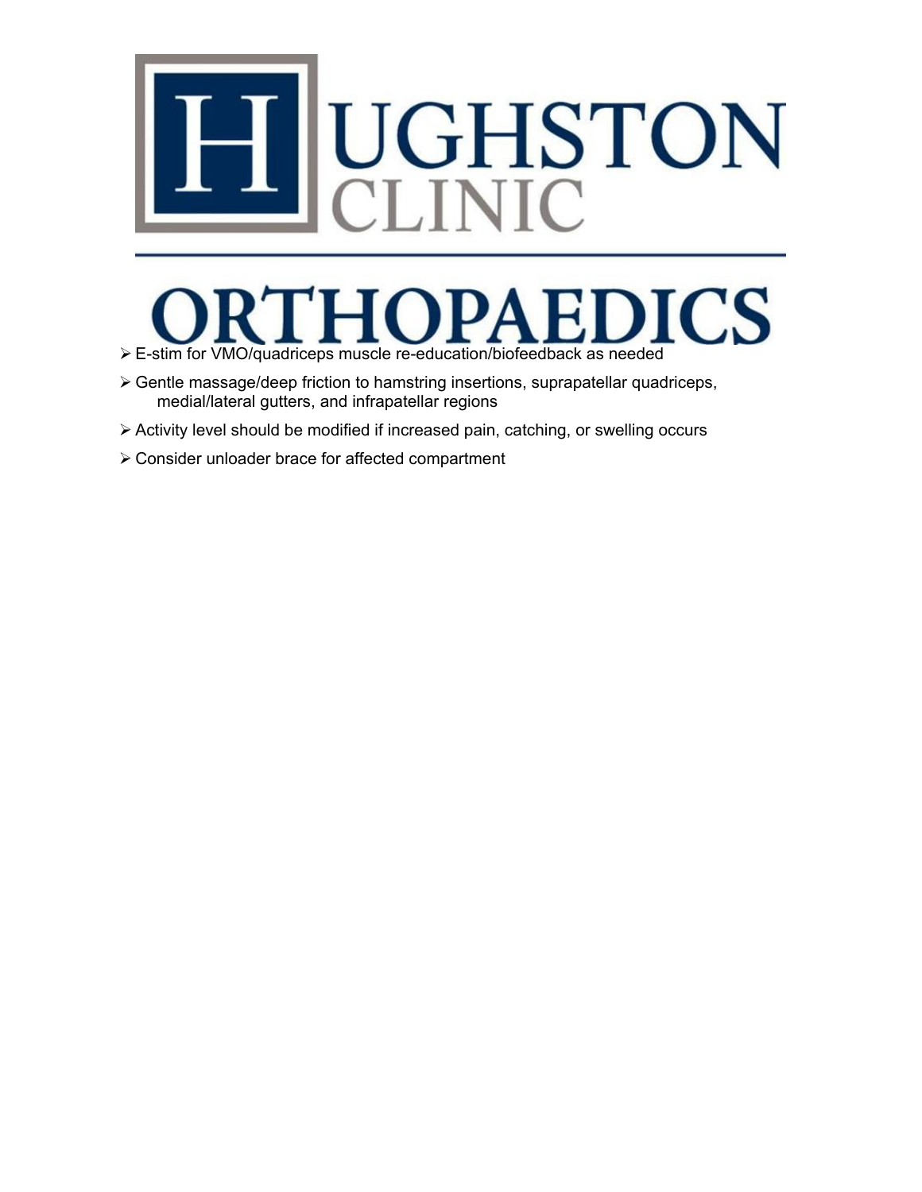- E-stim for VMO/quadriceps muscle re-education/biofeedback as needed
- Gentle massage/deep friction to hamstring insertions, suprapatellar quadriceps, medial/lateral gutters, and infrapatellar regions
- Activity level should be modified if increased pain, catching, or swelling occurs
- Consider unloader brace for affected compartment